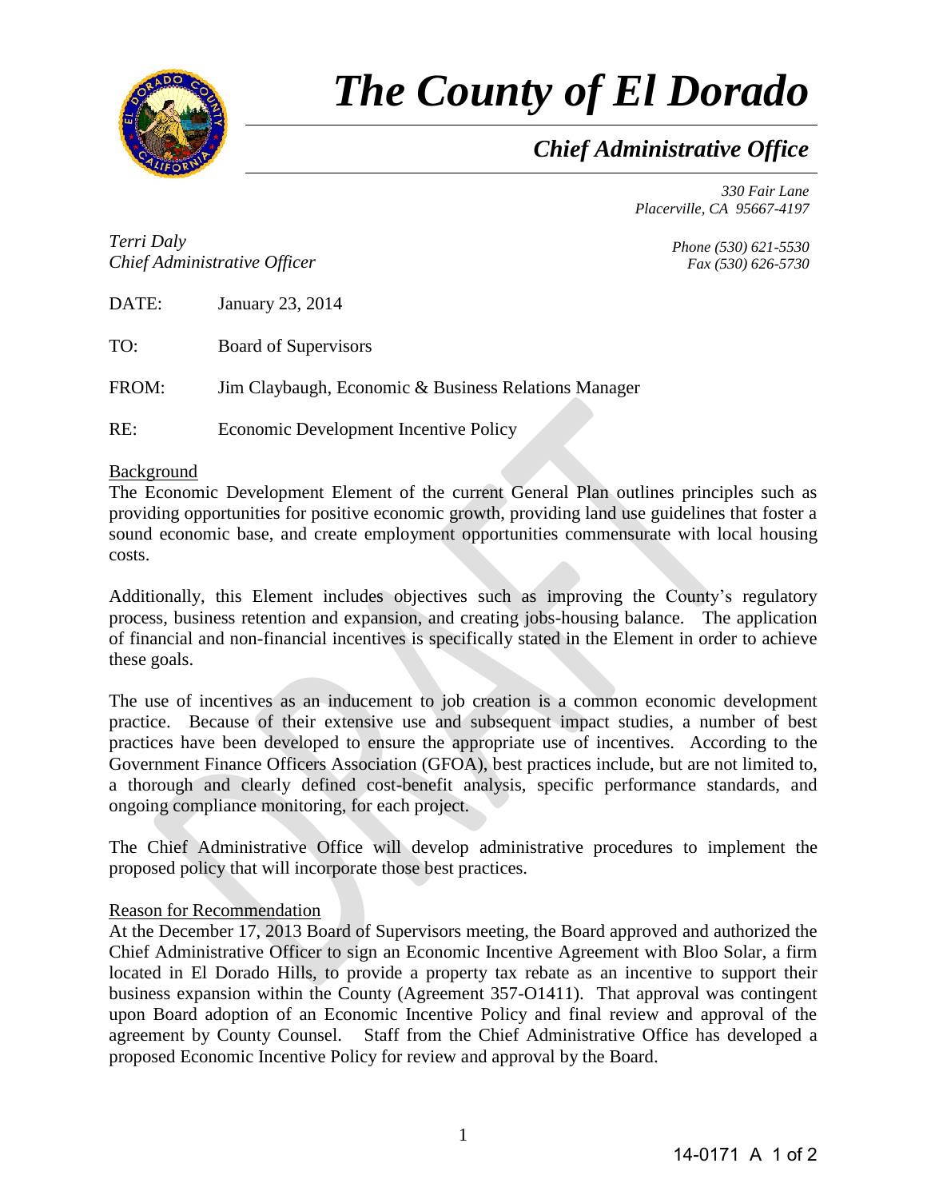# *The County of El Dorado*

## *Chief Administrative Office*

*330 Fair Lane*
*Placerville, CA 95667-4197*

*Terri Daly*
*Chief Administrative Officer*

*Phone (530) 621-5530*
*Fax (530) 626-5730*

DATE: January 23, 2014

TO: Board of Supervisors

FROM: Jim Claybaugh, Economic & Business Relations Manager

RE: Economic Development Incentive Policy

Background

The Economic Development Element of the current General Plan outlines principles such as providing opportunities for positive economic growth, providing land use guidelines that foster a sound economic base, and create employment opportunities commensurate with local housing costs.

Additionally, this Element includes objectives such as improving the County's regulatory process, business retention and expansion, and creating jobs-housing balance. The application of financial and non-financial incentives is specifically stated in the Element in order to achieve these goals.

The use of incentives as an inducement to job creation is a common economic development practice. Because of their extensive use and subsequent impact studies, a number of best practices have been developed to ensure the appropriate use of incentives. According to the Government Finance Officers Association (GFOA), best practices include, but are not limited to, a thorough and clearly defined cost-benefit analysis, specific performance standards, and ongoing compliance monitoring, for each project.

The Chief Administrative Office will develop administrative procedures to implement the proposed policy that will incorporate those best practices.

Reason for Recommendation

At the December 17, 2013 Board of Supervisors meeting, the Board approved and authorized the Chief Administrative Officer to sign an Economic Incentive Agreement with Bloo Solar, a firm located in El Dorado Hills, to provide a property tax rebate as an incentive to support their business expansion within the County (Agreement 357-O1411). That approval was contingent upon Board adoption of an Economic Incentive Policy and final review and approval of the agreement by County Counsel. Staff from the Chief Administrative Office has developed a proposed Economic Incentive Policy for review and approval by the Board.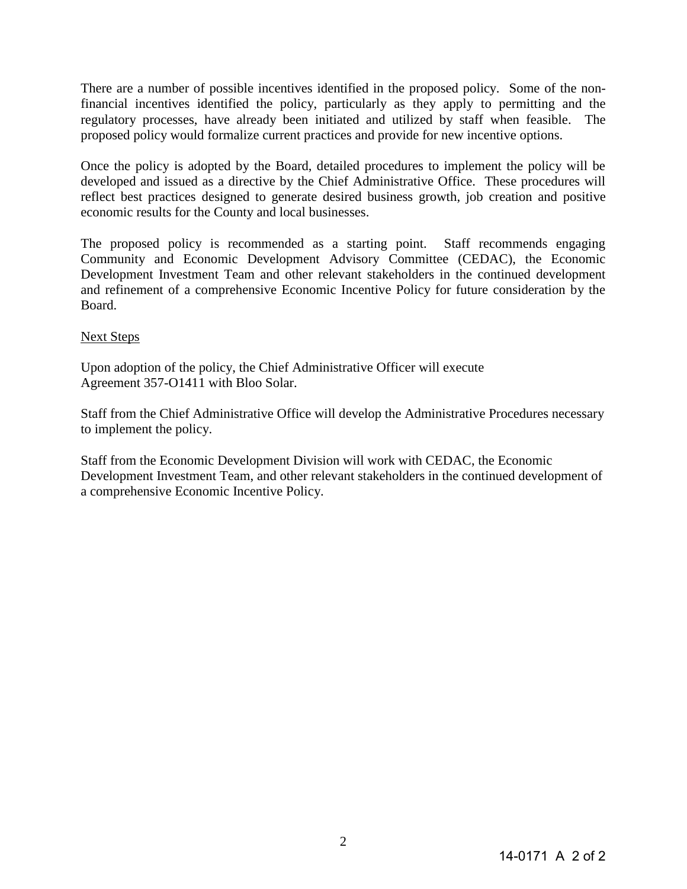There are a number of possible incentives identified in the proposed policy. Some of the non-financial incentives identified the policy, particularly as they apply to permitting and the regulatory processes, have already been initiated and utilized by staff when feasible. The proposed policy would formalize current practices and provide for new incentive options.

Once the policy is adopted by the Board, detailed procedures to implement the policy will be developed and issued as a directive by the Chief Administrative Office. These procedures will reflect best practices designed to generate desired business growth, job creation and positive economic results for the County and local businesses.

The proposed policy is recommended as a starting point. Staff recommends engaging Community and Economic Development Advisory Committee (CEDAC), the Economic Development Investment Team and other relevant stakeholders in the continued development and refinement of a comprehensive Economic Incentive Policy for future consideration by the Board.

Next Steps

Upon adoption of the policy, the Chief Administrative Officer will execute Agreement 357-O1411 with Bloo Solar.

Staff from the Chief Administrative Office will develop the Administrative Procedures necessary to implement the policy.

Staff from the Economic Development Division will work with CEDAC, the Economic Development Investment Team, and other relevant stakeholders in the continued development of a comprehensive Economic Incentive Policy.